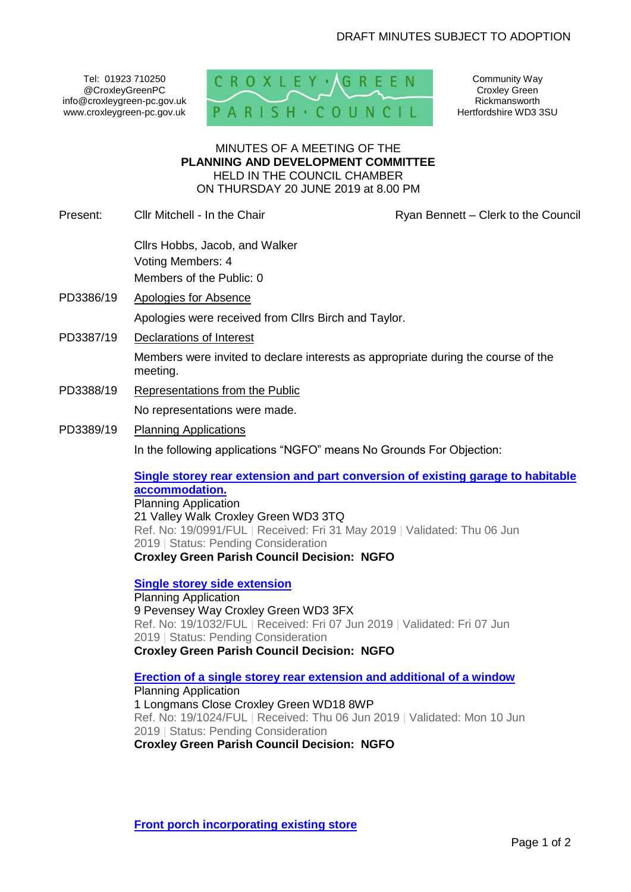DRAFT MINUTES SUBJECT TO ADOPTION

Tel: 01923 710250
@CroxleyGreenPC
info@croxleygreen-pc.gov.uk
www.croxleygreen-pc.gov.uk

CROXLEY GREEN PARISH COUNCIL

Community Way
Croxley Green
Rickmansworth
Hertfordshire WD3 3SU

MINUTES OF A MEETING OF THE
**PLANNING AND DEVELOPMENT COMMITTEE**
HELD IN THE COUNCIL CHAMBER
ON THURSDAY 20 JUNE 2019 at 8.00 PM

Present: Cllr Mitchell - In the Chair — Ryan Bennett – Clerk to the Council

Cllrs Hobbs, Jacob, and Walker
Voting Members: 4
Members of the Public: 0

PD3386/19 Apologies for Absence

Apologies were received from Cllrs Birch and Taylor.

PD3387/19 Declarations of Interest

Members were invited to declare interests as appropriate during the course of the meeting.

PD3388/19 Representations from the Public

No representations were made.

PD3389/19 Planning Applications

In the following applications "NGFO" means No Grounds For Objection:

**Single storey rear extension and part conversion of existing garage to habitable accommodation.**
Planning Application
21 Valley Walk Croxley Green WD3 3TQ
Ref. No: 19/0991/FUL | Received: Fri 31 May 2019 | Validated: Thu 06 Jun 2019 | Status: Pending Consideration
**Croxley Green Parish Council Decision: NGFO**

**Single storey side extension**
Planning Application
9 Pevensey Way Croxley Green WD3 3FX
Ref. No: 19/1032/FUL | Received: Fri 07 Jun 2019 | Validated: Fri 07 Jun 2019 | Status: Pending Consideration
**Croxley Green Parish Council Decision: NGFO**

**Erection of a single storey rear extension and additional of a window**
Planning Application
1 Longmans Close Croxley Green WD18 8WP
Ref. No: 19/1024/FUL | Received: Thu 06 Jun 2019 | Validated: Mon 10 Jun 2019 | Status: Pending Consideration
**Croxley Green Parish Council Decision: NGFO**

**Front porch incorporating existing store**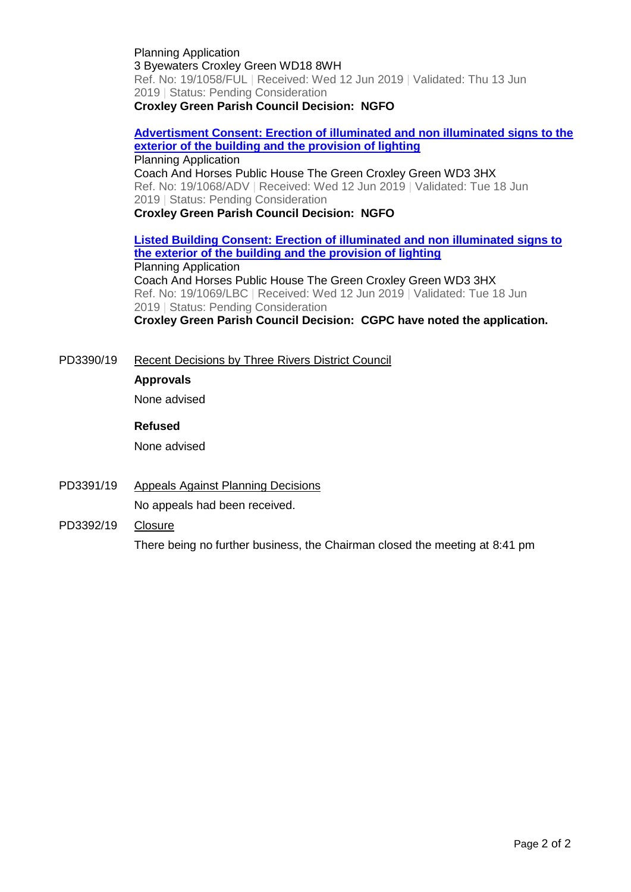Planning Application
3 Byewaters Croxley Green WD18 8WH
Ref. No: 19/1058/FUL | Received: Wed 12 Jun 2019 | Validated: Thu 13 Jun 2019 | Status: Pending Consideration
**Croxley Green Parish Council Decision: NGFO**

**Advertisment Consent: Erection of illuminated and non illuminated signs to the exterior of the building and the provision of lighting**
Planning Application
Coach And Horses Public House The Green Croxley Green WD3 3HX
Ref. No: 19/1068/ADV | Received: Wed 12 Jun 2019 | Validated: Tue 18 Jun 2019 | Status: Pending Consideration
**Croxley Green Parish Council Decision: NGFO**

**Listed Building Consent: Erection of illuminated and non illuminated signs to the exterior of the building and the provision of lighting**
Planning Application
Coach And Horses Public House The Green Croxley Green WD3 3HX
Ref. No: 19/1069/LBC | Received: Wed 12 Jun 2019 | Validated: Tue 18 Jun 2019 | Status: Pending Consideration
**Croxley Green Parish Council Decision: CGPC have noted the application.**

PD3390/19 Recent Decisions by Three Rivers District Council

**Approvals**

None advised

**Refused**

None advised

PD3391/19 Appeals Against Planning Decisions

No appeals had been received.

PD3392/19 Closure

There being no further business, the Chairman closed the meeting at 8:41 pm